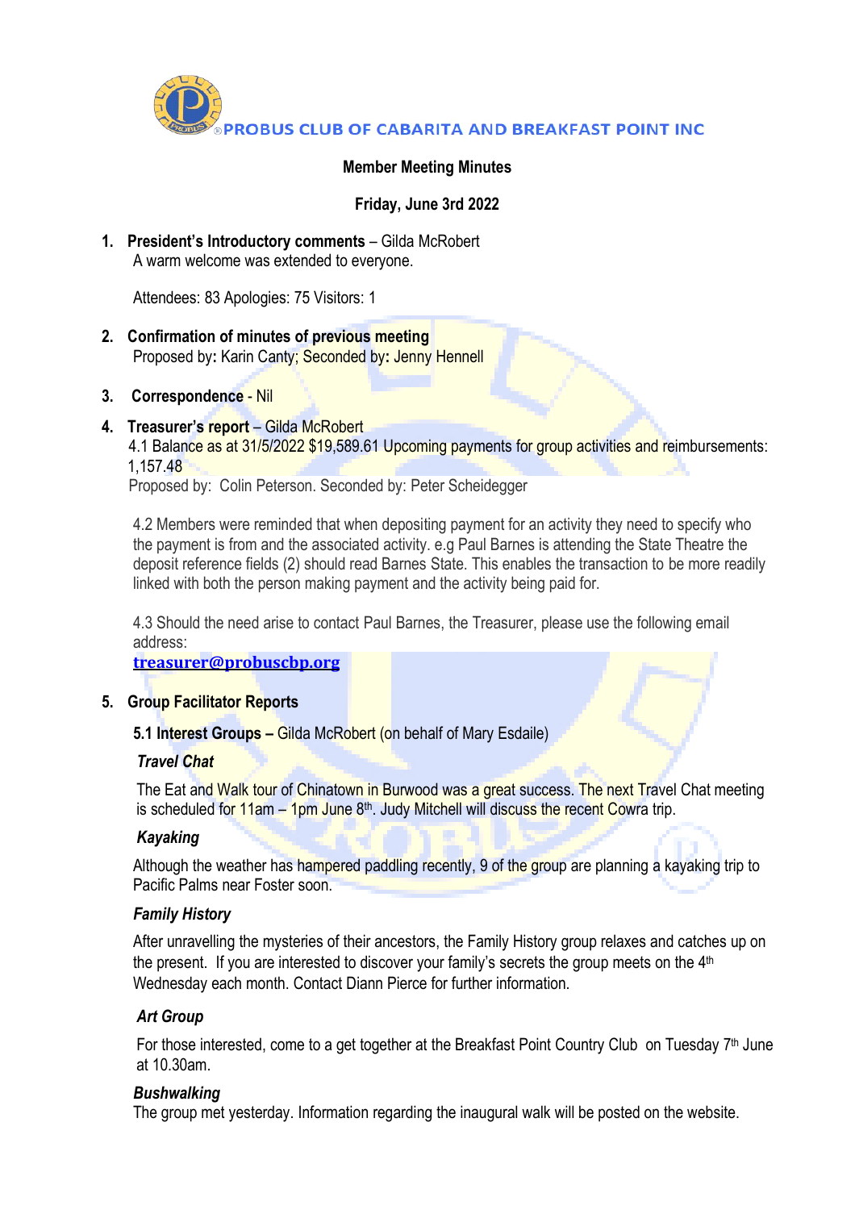®PROBUS CLUB OF CABARITA AND BREAKFAST POINT INC

**Member Meeting Minutes**

**Friday, June 3rd 2022**

1. **President's Introductory comments** – Gilda McRobert
   A warm welcome was extended to everyone.

   Attendees: 83 Apologies: 75 Visitors: 1

2. **Confirmation of minutes of previous meeting**
   Proposed by**:** Karin Canty; Seconded by**:** Jenny Hennell

3. **Correspondence** - Nil

4. **Treasurer's report** – Gilda McRobert
   4.1 Balance as at 31/5/2022 $19,589.61 Upcoming payments for group activities and reimbursements: 1,157.48
   Proposed by: Colin Peterson. Seconded by: Peter Scheidegger

   4.2 Members were reminded that when depositing payment for an activity they need to specify who the payment is from and the associated activity. e.g Paul Barnes is attending the State Theatre the deposit reference fields (2) should read Barnes State. This enables the transaction to be more readily linked with both the person making payment and the activity being paid for.

   4.3 Should the need arise to contact Paul Barnes, the Treasurer, please use the following email address:
   **treasurer@probuscbp.org**

5. **Group Facilitator Reports**

   **5.1 Interest Groups –** Gilda McRobert (on behalf of Mary Esdaile)

   ***Travel Chat***

   The Eat and Walk tour of Chinatown in Burwood was a great success. The next Travel Chat meeting is scheduled for 11am – 1pm June 8th. Judy Mitchell will discuss the recent Cowra trip.

   ***Kayaking***

   Although the weather has hampered paddling recently, 9 of the group are planning a kayaking trip to Pacific Palms near Foster soon.

   ***Family History***

   After unravelling the mysteries of their ancestors, the Family History group relaxes and catches up on the present. If you are interested to discover your family's secrets the group meets on the 4th Wednesday each month. Contact Diann Pierce for further information.

   ***Art Group***

   For those interested, come to a get together at the Breakfast Point Country Club on Tuesday 7th June at 10.30am.

   ***Bushwalking***
   The group met yesterday. Information regarding the inaugural walk will be posted on the website.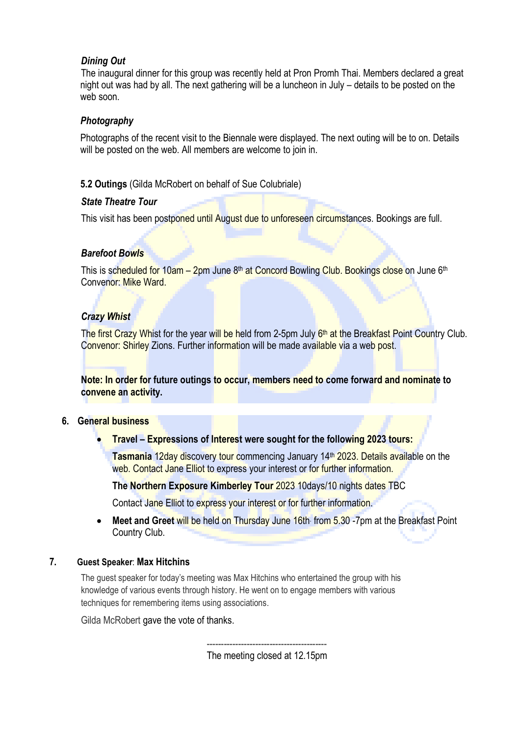### *Dining Out*

The inaugural dinner for this group was recently held at Pron Promh Thai. Members declared a great night out was had by all. The next gathering will be a luncheon in July – details to be posted on the web soon.

### *Photography*

Photographs of the recent visit to the Biennale were displayed. The next outing will be to on. Details will be posted on the web. All members are welcome to join in.

**5.2 Outings** (Gilda McRobert on behalf of Sue Colubriale)

### *State Theatre Tour*

This visit has been postponed until August due to unforeseen circumstances. Bookings are full.

### *Barefoot Bowls*

This is scheduled for 10am – 2pm June 8th at Concord Bowling Club. Bookings close on June 6th Convenor: Mike Ward.

### *Crazy Whist*

The first Crazy Whist for the year will be held from 2-5pm July 6th at the Breakfast Point Country Club. Convenor: Shirley Zions. Further information will be made available via a web post.

**Note: In order for future outings to occur, members need to come forward and nominate to convene an activity.**

## 6. General business

- **Travel – Expressions of Interest were sought for the following 2023 tours:**

  **Tasmania** 12day discovery tour commencing January 14th 2023. Details available on the web. Contact Jane Elliot to express your interest or for further information.

  **The Northern Exposure Kimberley Tour** 2023 10days/10 nights dates TBC

  Contact Jane Elliot to express your interest or for further information.

- **Meet and Greet** will be held on Thursday June 16th from 5.30 -7pm at the Breakfast Point Country Club.

## 7. Guest Speaker: Max Hitchins

The guest speaker for today's meeting was Max Hitchins who entertained the group with his knowledge of various events through history. He went on to engage members with various techniques for remembering items using associations.

Gilda McRobert gave the vote of thanks.

------------------------------------------

The meeting closed at 12.15pm